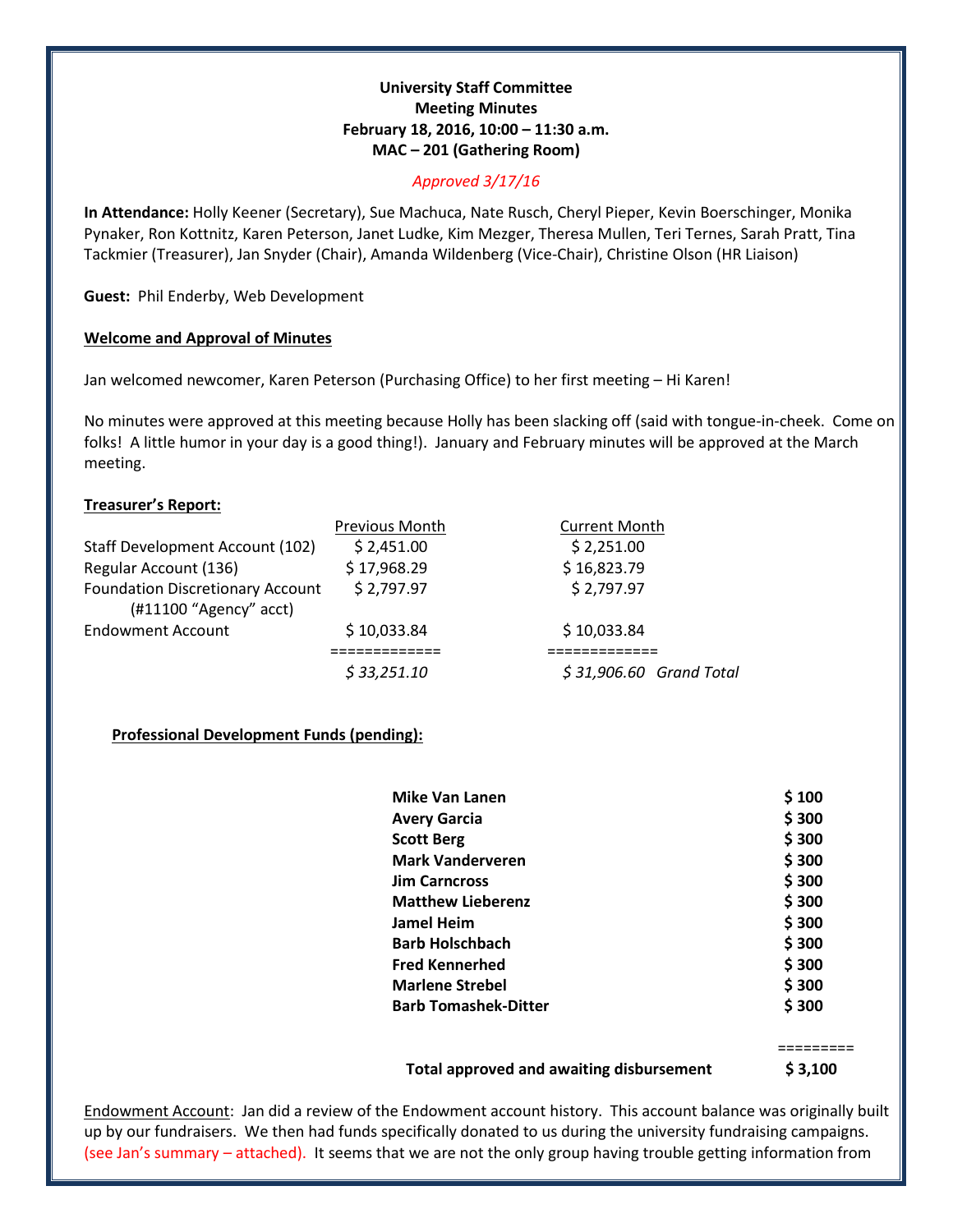**University Staff Committee**
**Meeting Minutes**
**February 18, 2016, 10:00 – 11:30 a.m.**
**MAC – 201 (Gathering Room)**

*Approved 3/17/16*

**In Attendance:** Holly Keener (Secretary), Sue Machuca, Nate Rusch, Cheryl Pieper, Kevin Boerschinger, Monika Pynaker, Ron Kottnitz, Karen Peterson, Janet Ludke, Kim Mezger, Theresa Mullen, Teri Ternes, Sarah Pratt, Tina Tackmier (Treasurer), Jan Snyder (Chair), Amanda Wildenberg (Vice-Chair), Christine Olson (HR Liaison)

**Guest:** Phil Enderby, Web Development

## Welcome and Approval of Minutes

Jan welcomed newcomer, Karen Peterson (Purchasing Office) to her first meeting – Hi Karen!

No minutes were approved at this meeting because Holly has been slacking off (said with tongue-in-cheek. Come on folks! A little humor in your day is a good thing!). January and February minutes will be approved at the March meeting.

## Treasurer's Report:

| | Previous Month | Current Month | |
|---|---|---|---|
| Staff Development Account (102) | $ 2,451.00 | $ 2,251.00 | |
| Regular Account (136) | $ 17,968.29 | $ 16,823.79 | |
| Foundation Discretionary Account (#11100 "Agency" acct) | $ 2,797.97 | $ 2,797.97 | |
| Endowment Account | $ 10,033.84 | $ 10,033.84 | |
| | ============= | ============= | |
| | *$ 33,251.10* | *$ 31,906.60* | *Grand Total* |

### Professional Development Funds (pending):

| | |
|---|---|
| **Mike Van Lanen** | **$ 100** |
| **Avery Garcia** | **$ 300** |
| **Scott Berg** | **$ 300** |
| **Mark Vanderveren** | **$ 300** |
| **Jim Carncross** | **$ 300** |
| **Matthew Lieberenz** | **$ 300** |
| **Jamel Heim** | **$ 300** |
| **Barb Holschbach** | **$ 300** |
| **Fred Kennerhed** | **$ 300** |
| **Marlene Strebel** | **$ 300** |
| **Barb Tomashek-Ditter** | **$ 300** |
| | ========= |
| **Total approved and awaiting disbursement** | **$ 3,100** |

Endowment Account: Jan did a review of the Endowment account history. This account balance was originally built up by our fundraisers. We then had funds specifically donated to us during the university fundraising campaigns. (see Jan's summary – attached). It seems that we are not the only group having trouble getting information from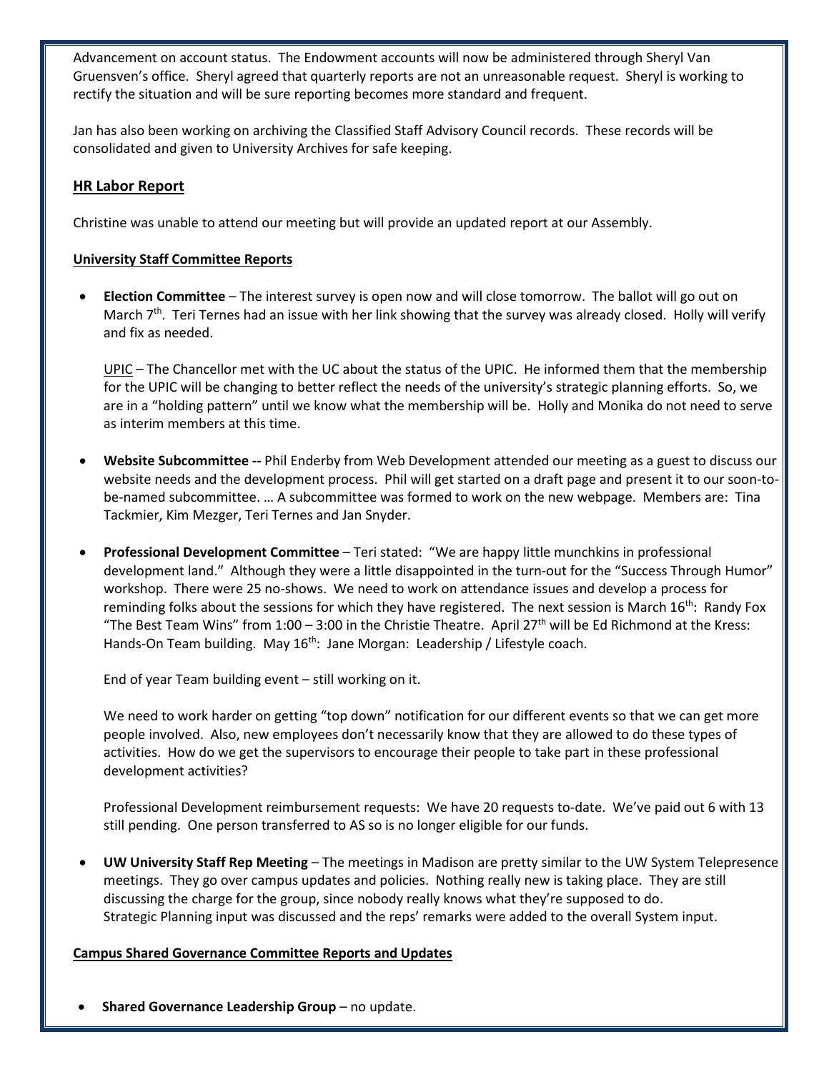Advancement on account status. The Endowment accounts will now be administered through Sheryl Van Gruensven's office. Sheryl agreed that quarterly reports are not an unreasonable request. Sheryl is working to rectify the situation and will be sure reporting becomes more standard and frequent.

Jan has also been working on archiving the Classified Staff Advisory Council records. These records will be consolidated and given to University Archives for safe keeping.

## HR Labor Report

Christine was unable to attend our meeting but will provide an updated report at our Assembly.

### University Staff Committee Reports

- **Election Committee** – The interest survey is open now and will close tomorrow. The ballot will go out on March 7th. Teri Ternes had an issue with her link showing that the survey was already closed. Holly will verify and fix as needed.

  UPIC – The Chancellor met with the UC about the status of the UPIC. He informed them that the membership for the UPIC will be changing to better reflect the needs of the university's strategic planning efforts. So, we are in a "holding pattern" until we know what the membership will be. Holly and Monika do not need to serve as interim members at this time.

- **Website Subcommittee --** Phil Enderby from Web Development attended our meeting as a guest to discuss our website needs and the development process. Phil will get started on a draft page and present it to our soon-to-be-named subcommittee. … A subcommittee was formed to work on the new webpage. Members are: Tina Tackmier, Kim Mezger, Teri Ternes and Jan Snyder.

- **Professional Development Committee** – Teri stated: "We are happy little munchkins in professional development land." Although they were a little disappointed in the turn-out for the "Success Through Humor" workshop. There were 25 no-shows. We need to work on attendance issues and develop a process for reminding folks about the sessions for which they have registered. The next session is March 16th: Randy Fox "The Best Team Wins" from 1:00 – 3:00 in the Christie Theatre. April 27th will be Ed Richmond at the Kress: Hands-On Team building. May 16th: Jane Morgan: Leadership / Lifestyle coach.

  End of year Team building event – still working on it.

  We need to work harder on getting "top down" notification for our different events so that we can get more people involved. Also, new employees don't necessarily know that they are allowed to do these types of activities. How do we get the supervisors to encourage their people to take part in these professional development activities?

  Professional Development reimbursement requests: We have 20 requests to-date. We've paid out 6 with 13 still pending. One person transferred to AS so is no longer eligible for our funds.

- **UW University Staff Rep Meeting** – The meetings in Madison are pretty similar to the UW System Telepresence meetings. They go over campus updates and policies. Nothing really new is taking place. They are still discussing the charge for the group, since nobody really knows what they're supposed to do. Strategic Planning input was discussed and the reps' remarks were added to the overall System input.

### Campus Shared Governance Committee Reports and Updates

- **Shared Governance Leadership Group** – no update.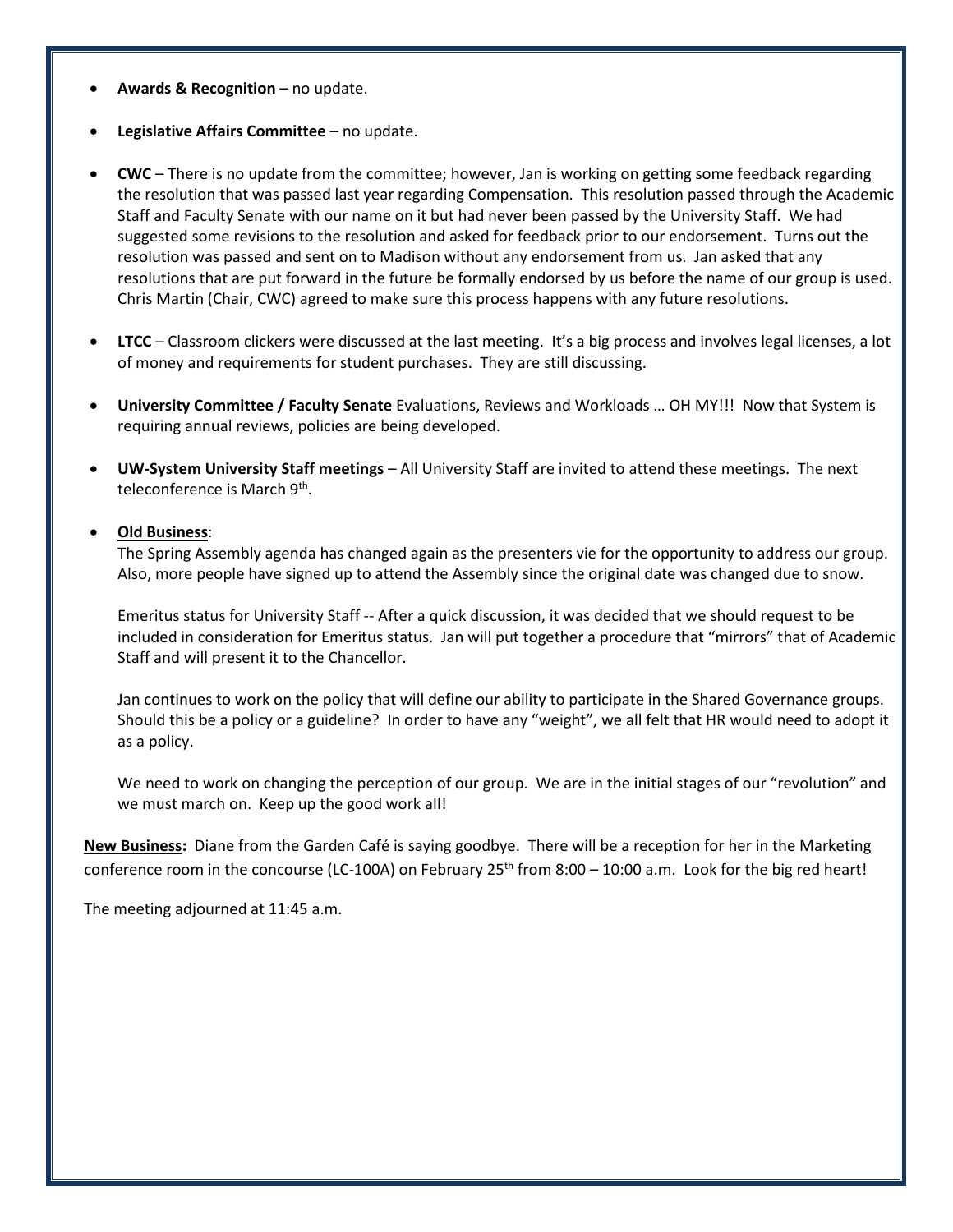- **Awards & Recognition** – no update.

- **Legislative Affairs Committee** – no update.

- **CWC** – There is no update from the committee; however, Jan is working on getting some feedback regarding the resolution that was passed last year regarding Compensation. This resolution passed through the Academic Staff and Faculty Senate with our name on it but had never been passed by the University Staff. We had suggested some revisions to the resolution and asked for feedback prior to our endorsement. Turns out the resolution was passed and sent on to Madison without any endorsement from us. Jan asked that any resolutions that are put forward in the future be formally endorsed by us before the name of our group is used. Chris Martin (Chair, CWC) agreed to make sure this process happens with any future resolutions.

- **LTCC** – Classroom clickers were discussed at the last meeting. It's a big process and involves legal licenses, a lot of money and requirements for student purchases. They are still discussing.

- **University Committee / Faculty Senate** Evaluations, Reviews and Workloads … OH MY!!! Now that System is requiring annual reviews, policies are being developed.

- **UW-System University Staff meetings** – All University Staff are invited to attend these meetings. The next teleconference is March 9th.

- **<u>Old Business</u>**:
  The Spring Assembly agenda has changed again as the presenters vie for the opportunity to address our group. Also, more people have signed up to attend the Assembly since the original date was changed due to snow.

  Emeritus status for University Staff -- After a quick discussion, it was decided that we should request to be included in consideration for Emeritus status. Jan will put together a procedure that "mirrors" that of Academic Staff and will present it to the Chancellor.

  Jan continues to work on the policy that will define our ability to participate in the Shared Governance groups. Should this be a policy or a guideline? In order to have any "weight", we all felt that HR would need to adopt it as a policy.

  We need to work on changing the perception of our group. We are in the initial stages of our "revolution" and we must march on. Keep up the good work all!

**<u>New Business</u>:** Diane from the Garden Café is saying goodbye. There will be a reception for her in the Marketing conference room in the concourse (LC-100A) on February 25th from 8:00 – 10:00 a.m. Look for the big red heart!

The meeting adjourned at 11:45 a.m.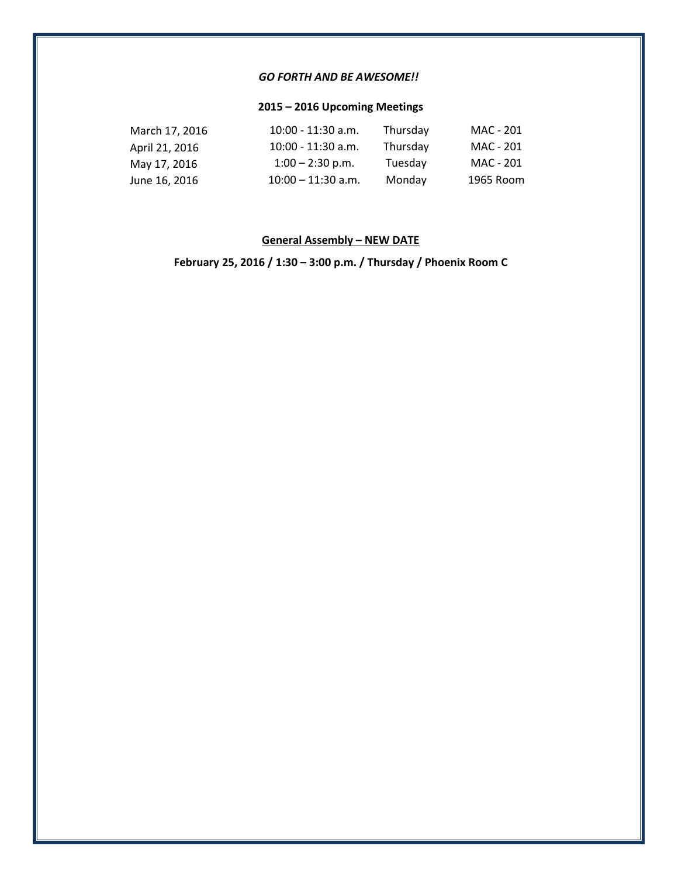***GO FORTH AND BE AWESOME!!***

**2015 – 2016 Upcoming Meetings**

| | | | |
|---|---|---|---|
| March 17, 2016 | 10:00 - 11:30 a.m. | Thursday | MAC - 201 |
| April 21, 2016 | 10:00 - 11:30 a.m. | Thursday | MAC - 201 |
| May 17, 2016 | 1:00 – 2:30 p.m. | Tuesday | MAC - 201 |
| June 16, 2016 | 10:00 – 11:30 a.m. | Monday | 1965 Room |

<u>**General Assembly – NEW DATE**</u>

**February 25, 2016 / 1:30 – 3:00 p.m. / Thursday / Phoenix Room C**